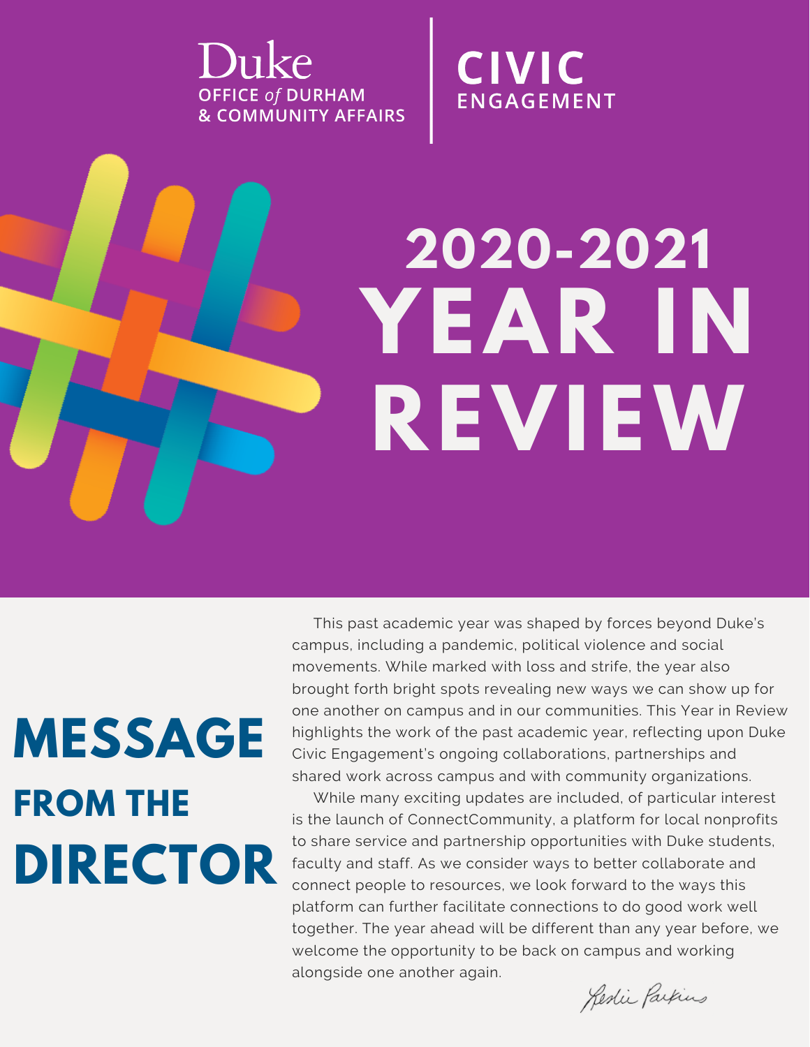Duke
OFFICE *of* DURHAM
& COMMUNITY AFFAIRS

CIVIC
ENGAGEMENT

# 2020-2021 YEAR IN REVIEW

## MESSAGE FROM THE DIRECTOR

This past academic year was shaped by forces beyond Duke's campus, including a pandemic, political violence and social movements. While marked with loss and strife, the year also brought forth bright spots revealing new ways we can show up for one another on campus and in our communities. This Year in Review highlights the work of the past academic year, reflecting upon Duke Civic Engagement's ongoing collaborations, partnerships and shared work across campus and with community organizations.

While many exciting updates are included, of particular interest is the launch of ConnectCommunity, a platform for local nonprofits to share service and partnership opportunities with Duke students, faculty and staff. As we consider ways to better collaborate and connect people to resources, we look forward to the ways this platform can further facilitate connections to do good work well together. The year ahead will be different than any year before, we welcome the opportunity to be back on campus and working alongside one another again.

Leslie Parkins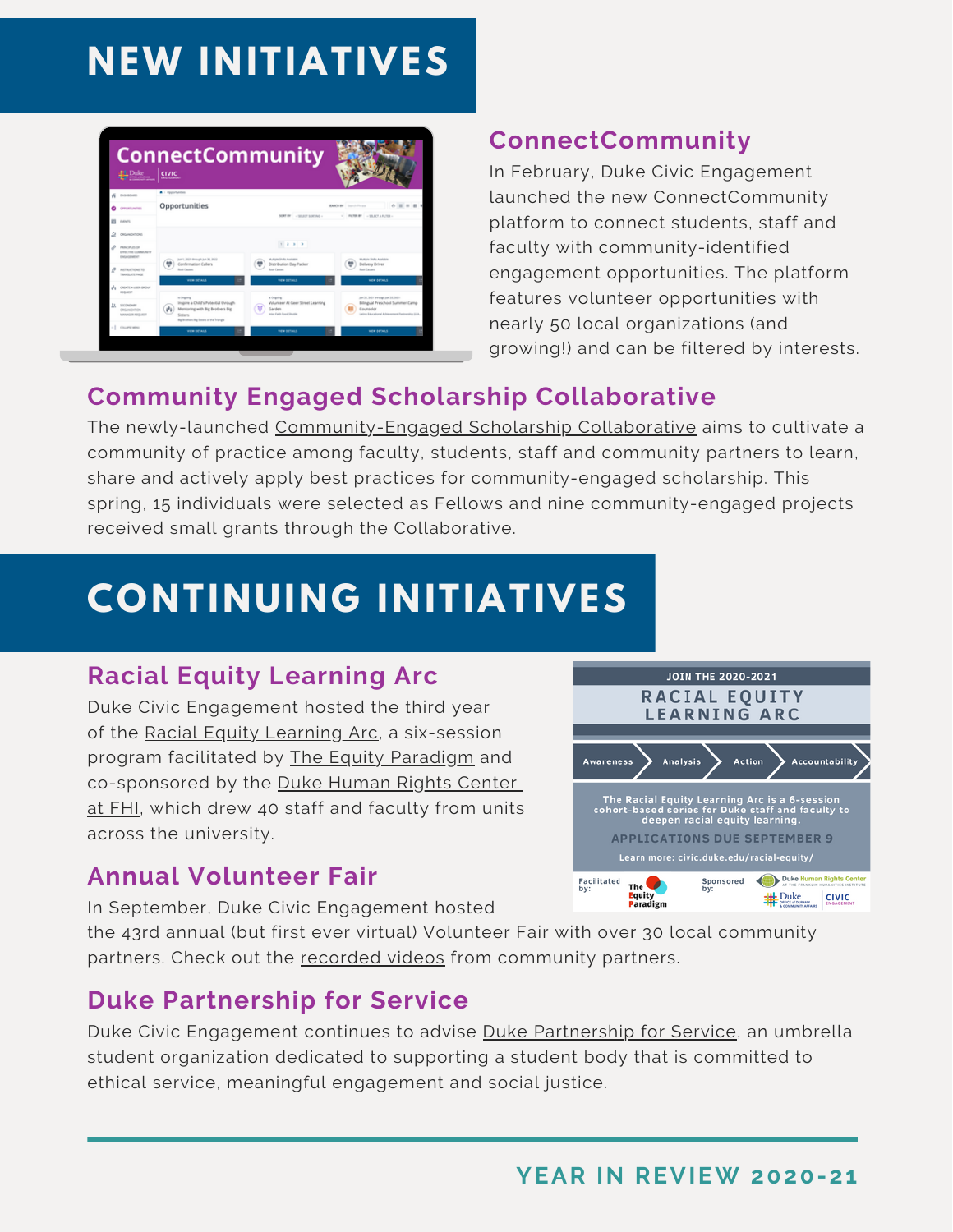# NEW INITIATIVES

## ConnectCommunity

In February, Duke Civic Engagement launched the new ConnectCommunity platform to connect students, staff and faculty with community-identified engagement opportunities. The platform features volunteer opportunities with nearly 50 local organizations (and growing!) and can be filtered by interests.

## Community Engaged Scholarship Collaborative

The newly-launched Community-Engaged Scholarship Collaborative aims to cultivate a community of practice among faculty, students, staff and community partners to learn, share and actively apply best practices for community-engaged scholarship. This spring, 15 individuals were selected as Fellows and nine community-engaged projects received small grants through the Collaborative.

# CONTINUING INITIATIVES

## Racial Equity Learning Arc

Duke Civic Engagement hosted the third year of the Racial Equity Learning Arc, a six-session program facilitated by The Equity Paradigm and co-sponsored by the Duke Human Rights Center at FHI, which drew 40 staff and faculty from units across the university.

JOIN THE 2020-2021

RACIAL EQUITY LEARNING ARC

Awareness → Analysis → Action → Accountability

The Racial Equity Learning Arc is a 6-session cohort-based series for Duke staff and faculty to deepen racial equity learning.

APPLICATIONS DUE SEPTEMBER 9

Learn more: civic.duke.edu/racial-equity/

Facilitated by: The Equity Paradigm

Sponsored by: Duke Human Rights Center at the Franklin Humanities Institute; Duke Office of Durham & Community Affairs; Civic Engagement

## Annual Volunteer Fair

In September, Duke Civic Engagement hosted the 43rd annual (but first ever virtual) Volunteer Fair with over 30 local community partners. Check out the recorded videos from community partners.

## Duke Partnership for Service

Duke Civic Engagement continues to advise Duke Partnership for Service, an umbrella student organization dedicated to supporting a student body that is committed to ethical service, meaningful engagement and social justice.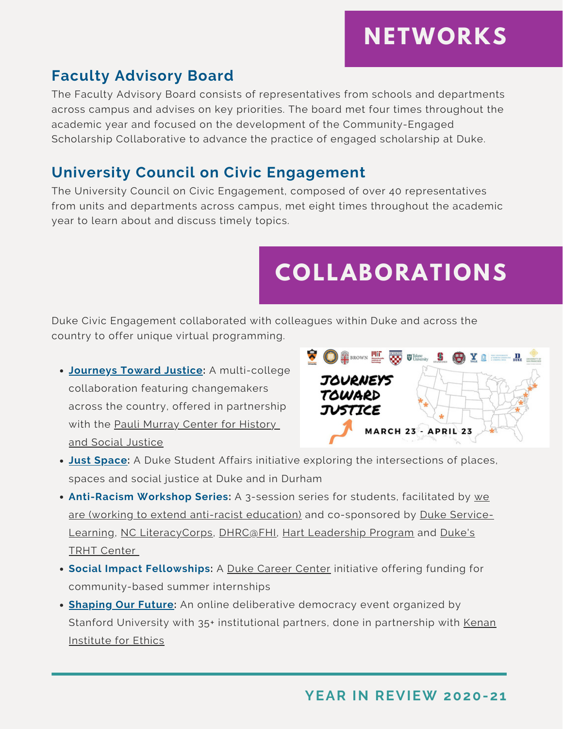# NETWORKS

## Faculty Advisory Board

The Faculty Advisory Board consists of representatives from schools and departments across campus and advises on key priorities. The board met four times throughout the academic year and focused on the development of the Community-Engaged Scholarship Collaborative to advance the practice of engaged scholarship at Duke.

## University Council on Civic Engagement

The University Council on Civic Engagement, composed of over 40 representatives from units and departments across campus, met eight times throughout the academic year to learn about and discuss timely topics.

# COLLABORATIONS

Duke Civic Engagement collaborated with colleagues within Duke and across the country to offer unique virtual programming.

- **Journeys Toward Justice:** A multi-college collaboration featuring changemakers across the country, offered in partnership with the Pauli Murray Center for History and Social Justice
- **Just Space:** A Duke Student Affairs initiative exploring the intersections of places, spaces and social justice at Duke and in Durham
- **Anti-Racism Workshop Series:** A 3-session series for students, facilitated by we are (working to extend anti-racist education) and co-sponsored by Duke Service-Learning, NC LiteracyCorps, DHRC@FHI, Hart Leadership Program and Duke's TRHT Center
- **Social Impact Fellowships:** A Duke Career Center initiative offering funding for community-based summer internships
- **Shaping Our Future:** An online deliberative democracy event organized by Stanford University with 35+ institutional partners, done in partnership with Kenan Institute for Ethics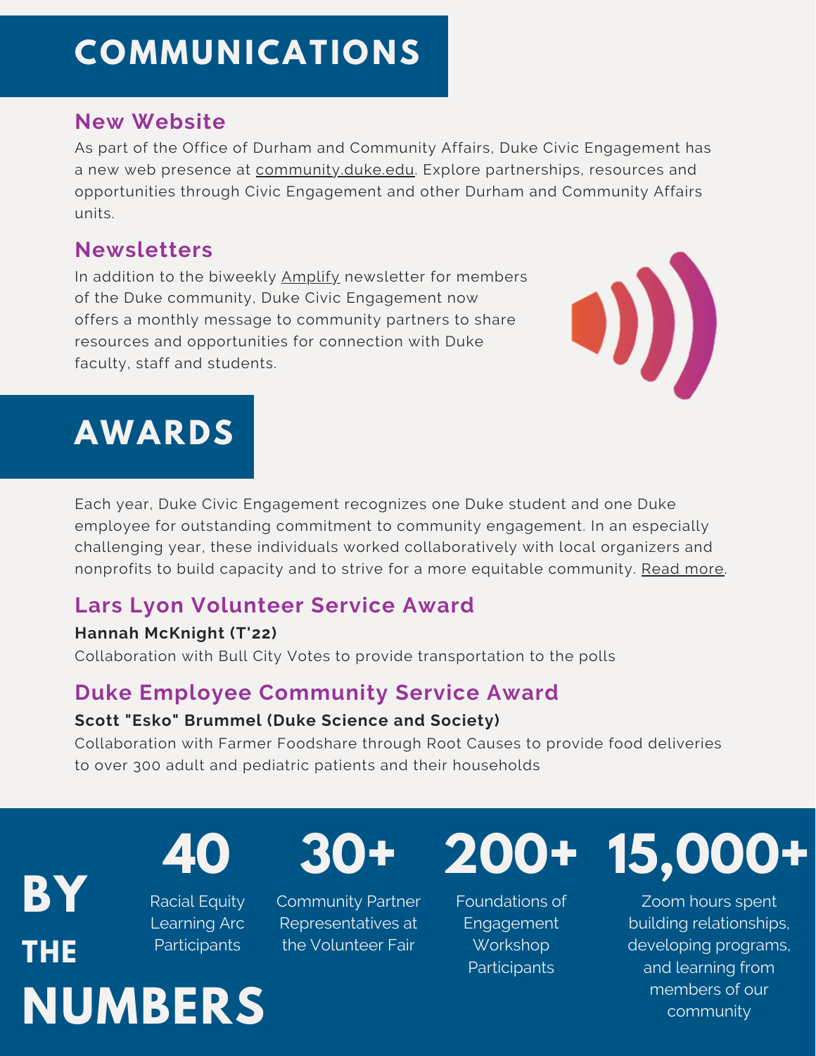# COMMUNICATIONS

## New Website

As part of the Office of Durham and Community Affairs, Duke Civic Engagement has a new web presence at community.duke.edu. Explore partnerships, resources and opportunities through Civic Engagement and other Durham and Community Affairs units.

## Newsletters

In addition to the biweekly Amplify newsletter for members of the Duke community, Duke Civic Engagement now offers a monthly message to community partners to share resources and opportunities for connection with Duke faculty, staff and students.

# AWARDS

Each year, Duke Civic Engagement recognizes one Duke student and one Duke employee for outstanding commitment to community engagement. In an especially challenging year, these individuals worked collaboratively with local organizers and nonprofits to build capacity and to strive for a more equitable community. Read more.

## Lars Lyon Volunteer Service Award

**Hannah McKnight (T'22)**

Collaboration with Bull City Votes to provide transportation to the polls

## Duke Employee Community Service Award

**Scott "Esko" Brummel (Duke Science and Society)**

Collaboration with Farmer Foodshare through Root Causes to provide food deliveries to over 300 adult and pediatric patients and their households

# BY THE NUMBERS

**40**
Racial Equity Learning Arc Participants

**30+**
Community Partner Representatives at the Volunteer Fair

**200+**
Foundations of Engagement Workshop Participants

**15,000+**
Zoom hours spent building relationships, developing programs, and learning from members of our community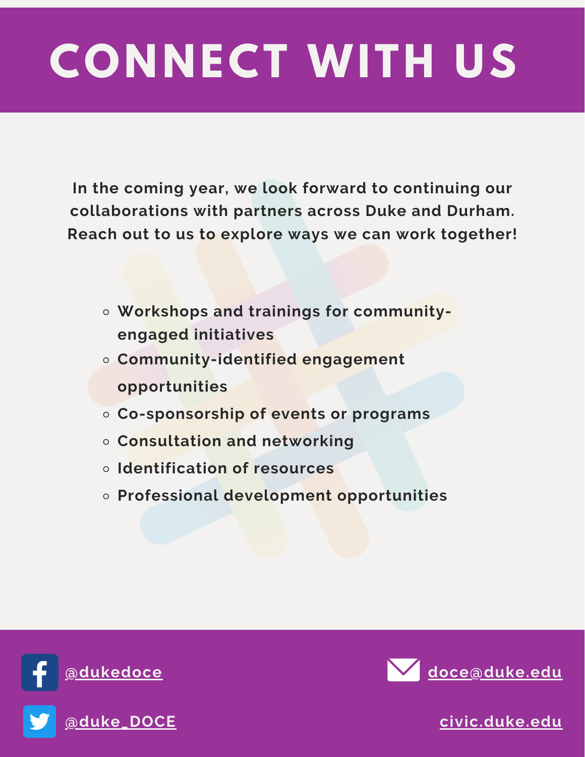# CONNECT WITH US

**In the coming year, we look forward to continuing our collaborations with partners across Duke and Durham. Reach out to us to explore ways we can work together!**

- **Workshops and trainings for community-engaged initiatives**
- **Community-identified engagement opportunities**
- **Co-sponsorship of events or programs**
- **Consultation and networking**
- **Identification of resources**
- **Professional development opportunities**

@dukedoce

@duke_DOCE

doce@duke.edu

civic.duke.edu